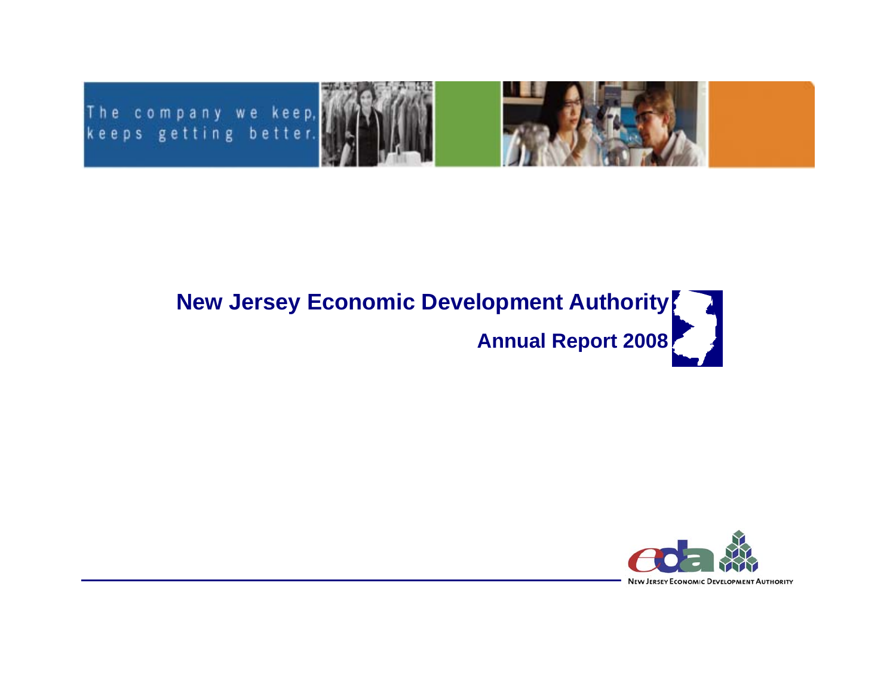The company we keep, keeps getting better.

# New Jersey Economic Development Authority

## Annual Report 2008

NEW JERSEY ECONOMIC DEVELOPMENT AUTHORITY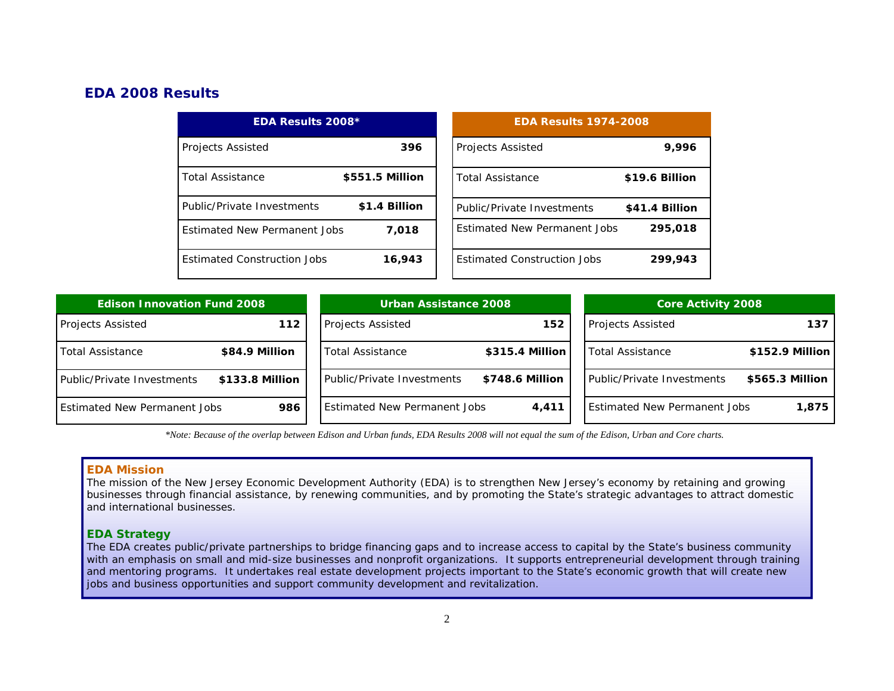## EDA 2008 Results

| EDA Results 2008* | |
|---|---|
| Projects Assisted | 396 |
| Total Assistance | $551.5 Million |
| Public/Private Investments | $1.4 Billion |
| Estimated New Permanent Jobs | 7,018 |
| Estimated Construction Jobs | 16,943 |

| EDA Results 1974-2008 | |
|---|---|
| Projects Assisted | 9,996 |
| Total Assistance | $19.6 Billion |
| Public/Private Investments | $41.4 Billion |
| Estimated New Permanent Jobs | 295,018 |
| Estimated Construction Jobs | 299,943 |

| Edison Innovation Fund 2008 | |
|---|---|
| Projects Assisted | 112 |
| Total Assistance | $84.9 Million |
| Public/Private Investments | $133.8 Million |
| Estimated New Permanent Jobs | 986 |

| Urban Assistance 2008 | |
|---|---|
| Projects Assisted | 152 |
| Total Assistance | $315.4 Million |
| Public/Private Investments | $748.6 Million |
| Estimated New Permanent Jobs | 4,411 |

| Core Activity 2008 | |
|---|---|
| Projects Assisted | 137 |
| Total Assistance | $152.9 Million |
| Public/Private Investments | $565.3 Million |
| Estimated New Permanent Jobs | 1,875 |

*\*Note: Because of the overlap between Edison and Urban funds, EDA Results 2008 will not equal the sum of the Edison, Urban and Core charts.*

### EDA Mission

The mission of the New Jersey Economic Development Authority (EDA) is to strengthen New Jersey's economy by retaining and growing businesses through financial assistance, by renewing communities, and by promoting the State's strategic advantages to attract domestic and international businesses.

### EDA Strategy

The EDA creates public/private partnerships to bridge financing gaps and to increase access to capital by the State's business community with an emphasis on small and mid-size businesses and nonprofit organizations. It supports entrepreneurial development through training and mentoring programs. It undertakes real estate development projects important to the State's economic growth that will create new jobs and business opportunities and support community development and revitalization.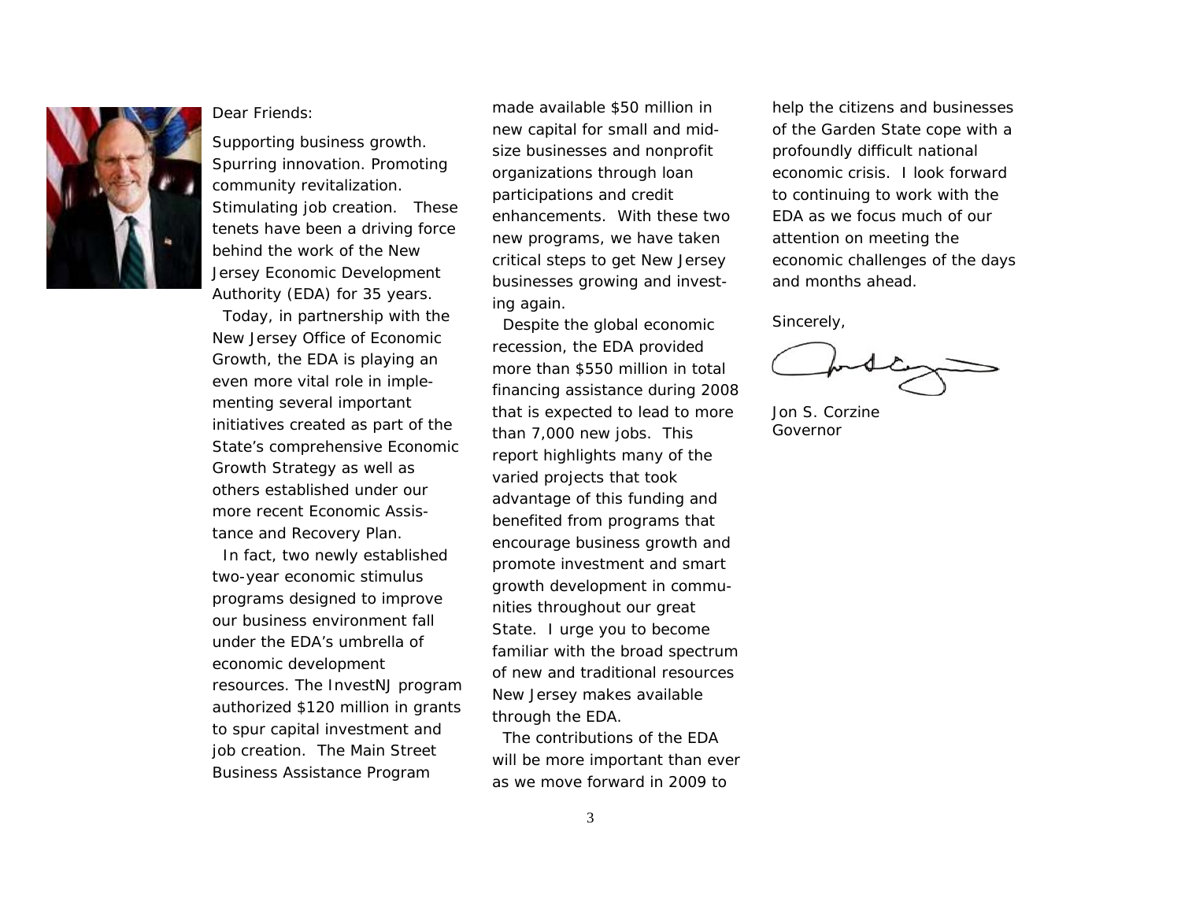Dear Friends:

Supporting business growth. Spurring innovation. Promoting community revitalization. Stimulating job creation. These tenets have been a driving force behind the work of the New Jersey Economic Development Authority (EDA) for 35 years.

Today, in partnership with the New Jersey Office of Economic Growth, the EDA is playing an even more vital role in implementing several important initiatives created as part of the State's comprehensive Economic Growth Strategy as well as others established under our more recent Economic Assistance and Recovery Plan.

In fact, two newly established two-year economic stimulus programs designed to improve our business environment fall under the EDA's umbrella of economic development resources. The InvestNJ program authorized $120 million in grants to spur capital investment and job creation. The Main Street Business Assistance Program made available $50 million in new capital for small and mid-size businesses and nonprofit organizations through loan participations and credit enhancements. With these two new programs, we have taken critical steps to get New Jersey businesses growing and investing again.

Despite the global economic recession, the EDA provided more than $550 million in total financing assistance during 2008 that is expected to lead to more than 7,000 new jobs. This report highlights many of the varied projects that took advantage of this funding and benefited from programs that encourage business growth and promote investment and smart growth development in communities throughout our great State. I urge you to become familiar with the broad spectrum of new and traditional resources New Jersey makes available through the EDA.

The contributions of the EDA will be more important than ever as we move forward in 2009 to help the citizens and businesses of the Garden State cope with a profoundly difficult national economic crisis. I look forward to continuing to work with the EDA as we focus much of our attention on meeting the economic challenges of the days and months ahead.

Sincerely,

Jon S. Corzine
Governor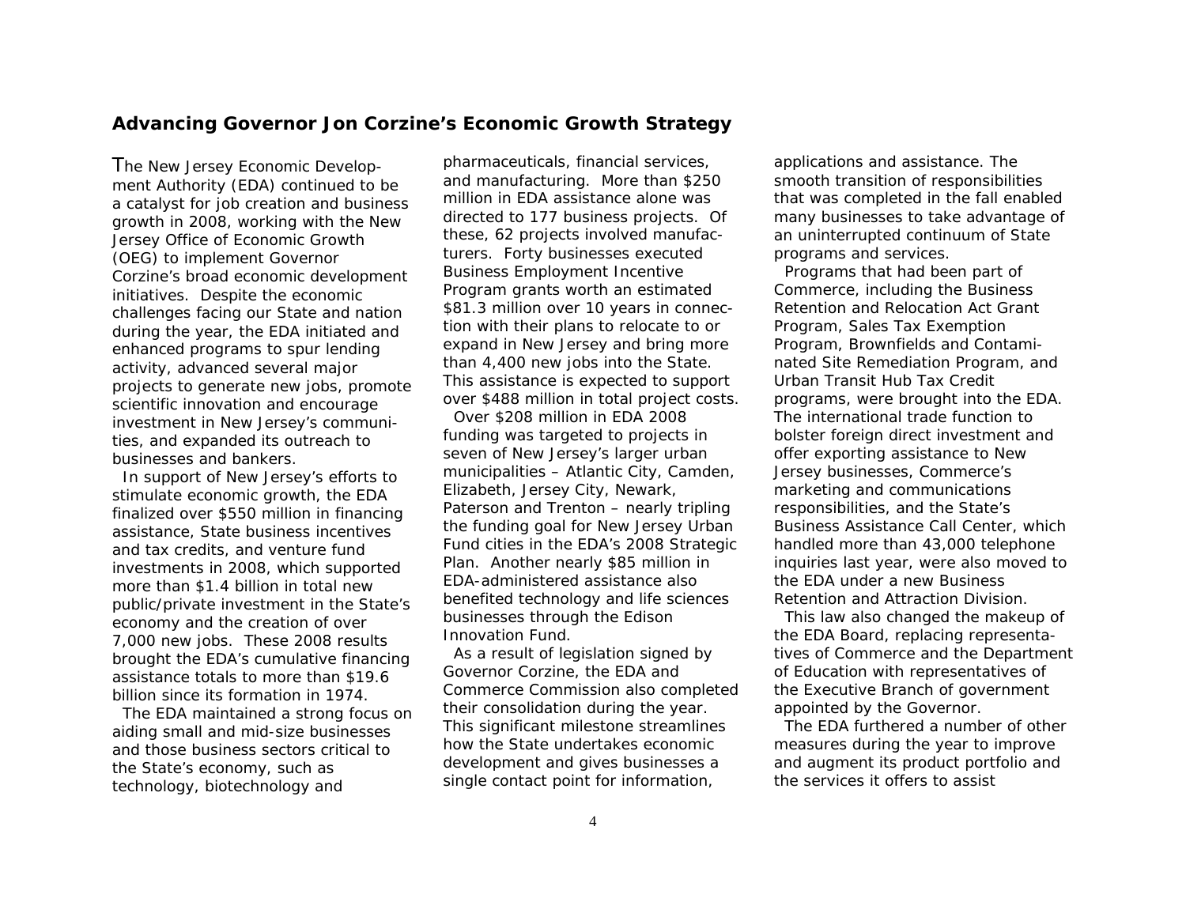## Advancing Governor Jon Corzine's Economic Growth Strategy

The New Jersey Economic Development Authority (EDA) continued to be a catalyst for job creation and business growth in 2008, working with the New Jersey Office of Economic Growth (OEG) to implement Governor Corzine's broad economic development initiatives. Despite the economic challenges facing our State and nation during the year, the EDA initiated and enhanced programs to spur lending activity, advanced several major projects to generate new jobs, promote scientific innovation and encourage investment in New Jersey's communities, and expanded its outreach to businesses and bankers.

In support of New Jersey's efforts to stimulate economic growth, the EDA finalized over $550 million in financing assistance, State business incentives and tax credits, and venture fund investments in 2008, which supported more than $1.4 billion in total new public/private investment in the State's economy and the creation of over 7,000 new jobs. These 2008 results brought the EDA's cumulative financing assistance totals to more than $19.6 billion since its formation in 1974.

The EDA maintained a strong focus on aiding small and mid-size businesses and those business sectors critical to the State's economy, such as technology, biotechnology and pharmaceuticals, financial services, and manufacturing. More than $250 million in EDA assistance alone was directed to 177 business projects. Of these, 62 projects involved manufacturers. Forty businesses executed Business Employment Incentive Program grants worth an estimated $81.3 million over 10 years in connection with their plans to relocate to or expand in New Jersey and bring more than 4,400 new jobs into the State. This assistance is expected to support over $488 million in total project costs.

Over $208 million in EDA 2008 funding was targeted to projects in seven of New Jersey's larger urban municipalities – Atlantic City, Camden, Elizabeth, Jersey City, Newark, Paterson and Trenton – nearly tripling the funding goal for New Jersey Urban Fund cities in the EDA's 2008 Strategic Plan. Another nearly $85 million in EDA-administered assistance also benefited technology and life sciences businesses through the Edison Innovation Fund.

As a result of legislation signed by Governor Corzine, the EDA and Commerce Commission also completed their consolidation during the year. This significant milestone streamlines how the State undertakes economic development and gives businesses a single contact point for information, applications and assistance. The smooth transition of responsibilities that was completed in the fall enabled many businesses to take advantage of an uninterrupted continuum of State programs and services.

Programs that had been part of Commerce, including the Business Retention and Relocation Act Grant Program, Sales Tax Exemption Program, Brownfields and Contaminated Site Remediation Program, and Urban Transit Hub Tax Credit programs, were brought into the EDA. The international trade function to bolster foreign direct investment and offer exporting assistance to New Jersey businesses, Commerce's marketing and communications responsibilities, and the State's Business Assistance Call Center, which handled more than 43,000 telephone inquiries last year, were also moved to the EDA under a new Business Retention and Attraction Division.

This law also changed the makeup of the EDA Board, replacing representatives of Commerce and the Department of Education with representatives of the Executive Branch of government appointed by the Governor.

The EDA furthered a number of other measures during the year to improve and augment its product portfolio and the services it offers to assist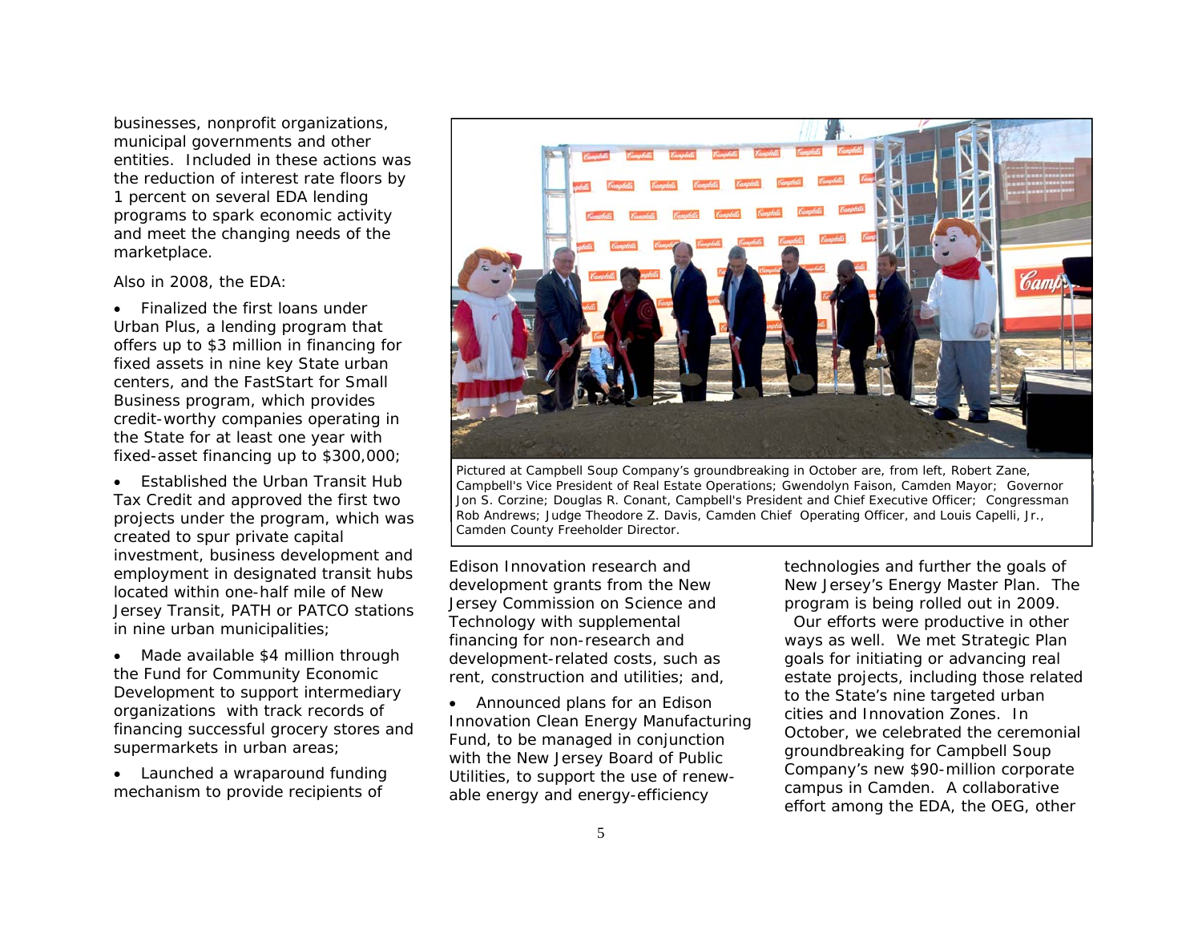businesses, nonprofit organizations, municipal governments and other entities. Included in these actions was the reduction of interest rate floors by 1 percent on several EDA lending programs to spark economic activity and meet the changing needs of the marketplace.

Also in 2008, the EDA:

- Finalized the first loans under Urban Plus, a lending program that offers up to $3 million in financing for fixed assets in nine key State urban centers, and the FastStart for Small Business program, which provides credit-worthy companies operating in the State for at least one year with fixed-asset financing up to $300,000;
- Established the Urban Transit Hub Tax Credit and approved the first two projects under the program, which was created to spur private capital investment, business development and employment in designated transit hubs located within one-half mile of New Jersey Transit, PATH or PATCO stations in nine urban municipalities;
- Made available $4 million through the Fund for Community Economic Development to support intermediary organizations with track records of financing successful grocery stores and supermarkets in urban areas;
- Launched a wraparound funding mechanism to provide recipients of Edison Innovation research and development grants from the New Jersey Commission on Science and Technology with supplemental financing for non-research and development-related costs, such as rent, construction and utilities; and,
- Announced plans for an Edison Innovation Clean Energy Manufacturing Fund, to be managed in conjunction with the New Jersey Board of Public Utilities, to support the use of renewable energy and energy-efficiency technologies and further the goals of New Jersey's Energy Master Plan. The program is being rolled out in 2009.

Pictured at Campbell Soup Company's groundbreaking in October are, from left, Robert Zane, Campbell's Vice President of Real Estate Operations; Gwendolyn Faison, Camden Mayor; Governor Jon S. Corzine; Douglas R. Conant, Campbell's President and Chief Executive Officer; Congressman Rob Andrews; Judge Theodore Z. Davis, Camden Chief Operating Officer, and Louis Capelli, Jr., Camden County Freeholder Director.

Our efforts were productive in other ways as well. We met Strategic Plan goals for initiating or advancing real estate projects, including those related to the State's nine targeted urban cities and Innovation Zones. In October, we celebrated the ceremonial groundbreaking for Campbell Soup Company's new $90-million corporate campus in Camden. A collaborative effort among the EDA, the OEG, other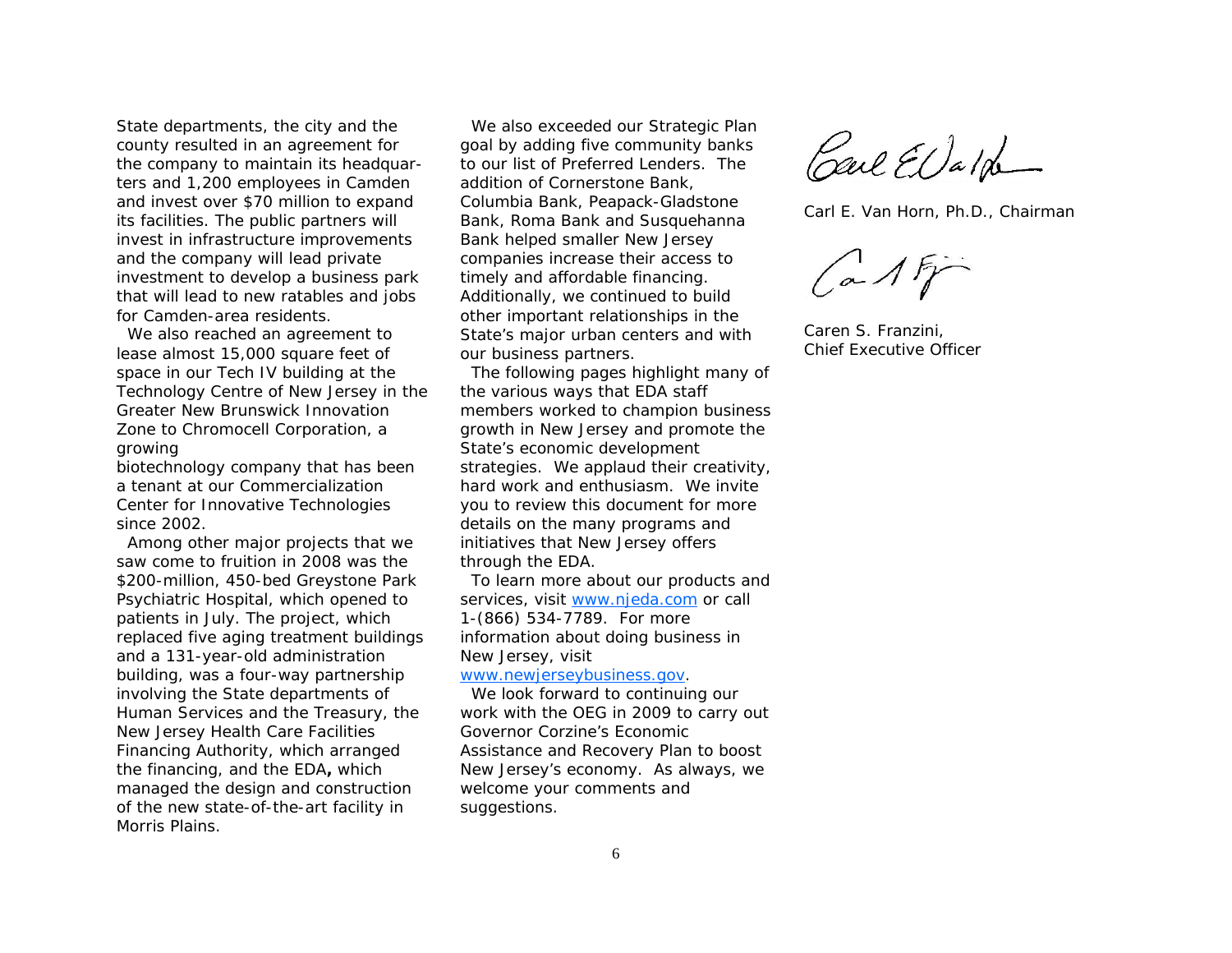State departments, the city and the county resulted in an agreement for the company to maintain its headquarters and 1,200 employees in Camden and invest over $70 million to expand its facilities. The public partners will invest in infrastructure improvements and the company will lead private investment to develop a business park that will lead to new ratables and jobs for Camden-area residents.

We also reached an agreement to lease almost 15,000 square feet of space in our Tech IV building at the Technology Centre of New Jersey in the Greater New Brunswick Innovation Zone to Chromocell Corporation, a growing biotechnology company that has been a tenant at our Commercialization Center for Innovative Technologies since 2002.

Among other major projects that we saw come to fruition in 2008 was the $200-million, 450-bed Greystone Park Psychiatric Hospital, which opened to patients in July. The project, which replaced five aging treatment buildings and a 131-year-old administration building, was a four-way partnership involving the State departments of Human Services and the Treasury, the New Jersey Health Care Facilities Financing Authority, which arranged the financing, and the EDA**,** which managed the design and construction of the new state-of-the-art facility in Morris Plains.

We also exceeded our Strategic Plan goal by adding five community banks to our list of Preferred Lenders. The addition of Cornerstone Bank, Columbia Bank, Peapack-Gladstone Bank, Roma Bank and Susquehanna Bank helped smaller New Jersey companies increase their access to timely and affordable financing. Additionally, we continued to build other important relationships in the State's major urban centers and with our business partners.

The following pages highlight many of the various ways that EDA staff members worked to champion business growth in New Jersey and promote the State's economic development strategies. We applaud their creativity, hard work and enthusiasm. We invite you to review this document for more details on the many programs and initiatives that New Jersey offers through the EDA.

To learn more about our products and services, visit www.njeda.com or call 1-(866) 534-7789. For more information about doing business in New Jersey, visit www.newjerseybusiness.gov.

We look forward to continuing our work with the OEG in 2009 to carry out Governor Corzine's Economic Assistance and Recovery Plan to boost New Jersey's economy. As always, we welcome your comments and suggestions.

Carl E. Van Horn, Ph.D., Chairman

Caren S. Franzini,
Chief Executive Officer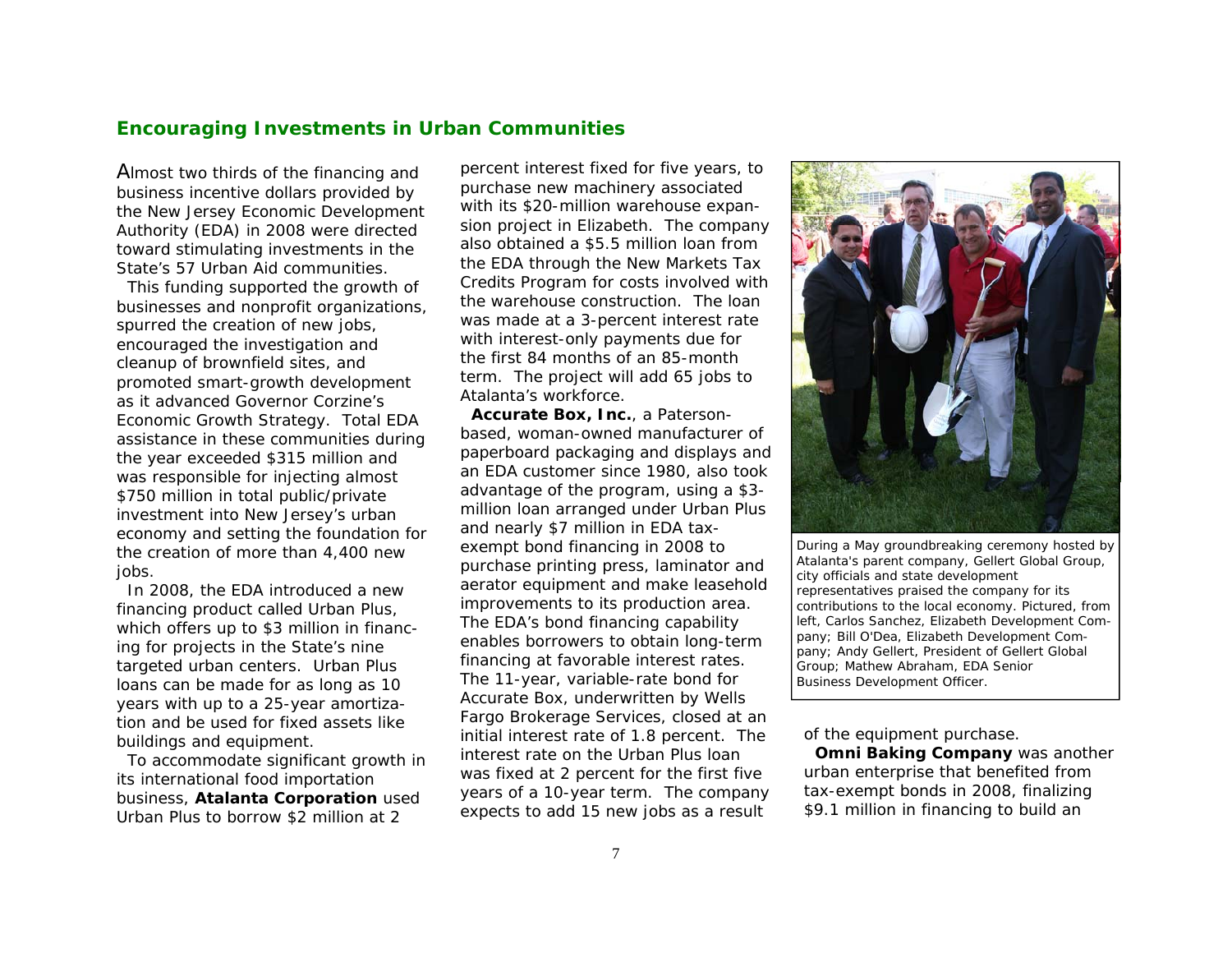## Encouraging Investments in Urban Communities

Almost two thirds of the financing and business incentive dollars provided by the New Jersey Economic Development Authority (EDA) in 2008 were directed toward stimulating investments in the State's 57 Urban Aid communities.

This funding supported the growth of businesses and nonprofit organizations, spurred the creation of new jobs, encouraged the investigation and cleanup of brownfield sites, and promoted smart-growth development as it advanced Governor Corzine's Economic Growth Strategy. Total EDA assistance in these communities during the year exceeded $315 million and was responsible for injecting almost $750 million in total public/private investment into New Jersey's urban economy and setting the foundation for the creation of more than 4,400 new jobs.

In 2008, the EDA introduced a new financing product called Urban Plus, which offers up to $3 million in financing for projects in the State's nine targeted urban centers. Urban Plus loans can be made for as long as 10 years with up to a 25-year amortization and be used for fixed assets like buildings and equipment.

To accommodate significant growth in its international food importation business, **Atalanta Corporation** used Urban Plus to borrow $2 million at 2 percent interest fixed for five years, to purchase new machinery associated with its $20-million warehouse expansion project in Elizabeth. The company also obtained a $5.5 million loan from the EDA through the New Markets Tax Credits Program for costs involved with the warehouse construction. The loan was made at a 3-percent interest rate with interest-only payments due for the first 84 months of an 85-month term. The project will add 65 jobs to Atalanta's workforce.

**Accurate Box, Inc.**, a Paterson-based, woman-owned manufacturer of paperboard packaging and displays and an EDA customer since 1980, also took advantage of the program, using a $3-million loan arranged under Urban Plus and nearly $7 million in EDA tax-exempt bond financing in 2008 to purchase printing press, laminator and aerator equipment and make leasehold improvements to its production area. The EDA's bond financing capability enables borrowers to obtain long-term financing at favorable interest rates. The 11-year, variable-rate bond for Accurate Box, underwritten by Wells Fargo Brokerage Services, closed at an initial interest rate of 1.8 percent. The interest rate on the Urban Plus loan was fixed at 2 percent for the first five years of a 10-year term. The company expects to add 15 new jobs as a result of the equipment purchase.

During a May groundbreaking ceremony hosted by Atalanta's parent company, Gellert Global Group, city officials and state development representatives praised the company for its contributions to the local economy. Pictured, from left, Carlos Sanchez, Elizabeth Development Company; Bill O'Dea, Elizabeth Development Company; Andy Gellert, President of Gellert Global Group; Mathew Abraham, EDA Senior Business Development Officer.

**Omni Baking Company** was another urban enterprise that benefited from tax-exempt bonds in 2008, finalizing $9.1 million in financing to build an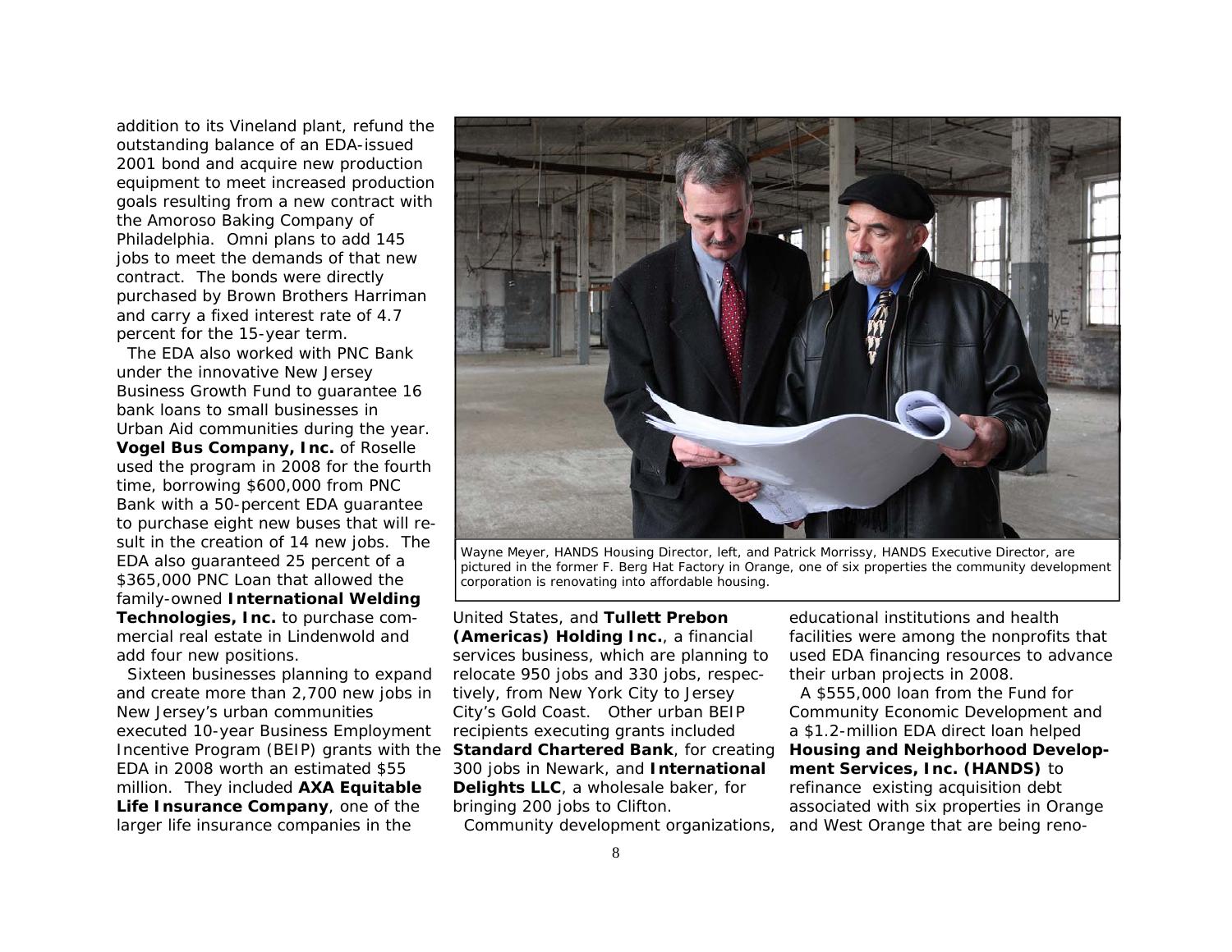addition to its Vineland plant, refund the outstanding balance of an EDA-issued 2001 bond and acquire new production equipment to meet increased production goals resulting from a new contract with the Amoroso Baking Company of Philadelphia. Omni plans to add 145 jobs to meet the demands of that new contract. The bonds were directly purchased by Brown Brothers Harriman and carry a fixed interest rate of 4.7 percent for the 15-year term.

The EDA also worked with PNC Bank under the innovative New Jersey Business Growth Fund to guarantee 16 bank loans to small businesses in Urban Aid communities during the year. **Vogel Bus Company, Inc.** of Roselle used the program in 2008 for the fourth time, borrowing $600,000 from PNC Bank with a 50-percent EDA guarantee to purchase eight new buses that will result in the creation of 14 new jobs. The EDA also guaranteed 25 percent of a $365,000 PNC Loan that allowed the family-owned **International Welding Technologies, Inc.** to purchase commercial real estate in Lindenwold and add four new positions.

Sixteen businesses planning to expand and create more than 2,700 new jobs in New Jersey's urban communities executed 10-year Business Employment Incentive Program (BEIP) grants with the EDA in 2008 worth an estimated $55 million. They included **AXA Equitable Life Insurance Company**, one of the larger life insurance companies in the United States, and **Tullett Prebon (Americas) Holding Inc.**, a financial services business, which are planning to relocate 950 jobs and 330 jobs, respectively, from New York City to Jersey City's Gold Coast. Other urban BEIP recipients executing grants included **Standard Chartered Bank**, for creating 300 jobs in Newark, and **International Delights LLC**, a wholesale baker, for bringing 200 jobs to Clifton.

Wayne Meyer, HANDS Housing Director, left, and Patrick Morrissy, HANDS Executive Director, are pictured in the former F. Berg Hat Factory in Orange, one of six properties the community development corporation is renovating into affordable housing.

Community development organizations, educational institutions and health facilities were among the nonprofits that used EDA financing resources to advance their urban projects in 2008.

A $555,000 loan from the Fund for Community Economic Development and a $1.2-million EDA direct loan helped **Housing and Neighborhood Development Services, Inc. (HANDS)** to refinance existing acquisition debt associated with six properties in Orange and West Orange that are being reno-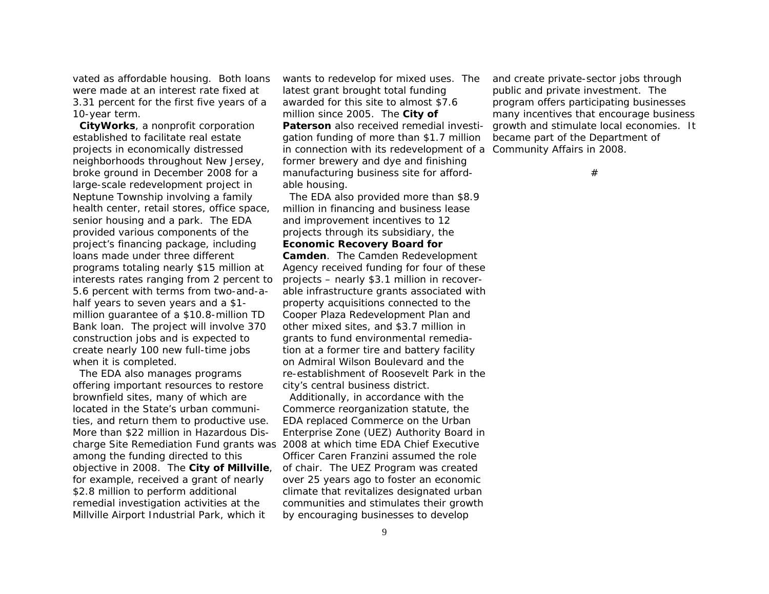vated as affordable housing. Both loans were made at an interest rate fixed at 3.31 percent for the first five years of a 10-year term.

**CityWorks**, a nonprofit corporation established to facilitate real estate projects in economically distressed neighborhoods throughout New Jersey, broke ground in December 2008 for a large-scale redevelopment project in Neptune Township involving a family health center, retail stores, office space, senior housing and a park. The EDA provided various components of the project's financing package, including loans made under three different programs totaling nearly $15 million at interests rates ranging from 2 percent to 5.6 percent with terms from two-and-a-half years to seven years and a $1-million guarantee of a $10.8-million TD Bank loan. The project will involve 370 construction jobs and is expected to create nearly 100 new full-time jobs when it is completed.

The EDA also manages programs offering important resources to restore brownfield sites, many of which are located in the State's urban communities, and return them to productive use. More than $22 million in Hazardous Discharge Site Remediation Fund grants was among the funding directed to this objective in 2008. The **City of Millville**, for example, received a grant of nearly $2.8 million to perform additional remedial investigation activities at the Millville Airport Industrial Park, which it wants to redevelop for mixed uses. The latest grant brought total funding awarded for this site to almost $7.6 million since 2005. The **City of Paterson** also received remedial investigation funding of more than $1.7 million in connection with its redevelopment of a former brewery and dye and finishing manufacturing business site for affordable housing.

The EDA also provided more than $8.9 million in financing and business lease and improvement incentives to 12 projects through its subsidiary, the **Economic Recovery Board for Camden**. The Camden Redevelopment Agency received funding for four of these projects – nearly $3.1 million in recoverable infrastructure grants associated with property acquisitions connected to the Cooper Plaza Redevelopment Plan and other mixed sites, and $3.7 million in grants to fund environmental remediation at a former tire and battery facility on Admiral Wilson Boulevard and the re-establishment of Roosevelt Park in the city's central business district.

Additionally, in accordance with the Commerce reorganization statute, the EDA replaced Commerce on the Urban Enterprise Zone (UEZ) Authority Board in 2008 at which time EDA Chief Executive Officer Caren Franzini assumed the role of chair. The UEZ Program was created over 25 years ago to foster an economic climate that revitalizes designated urban communities and stimulates their growth by encouraging businesses to develop and create private-sector jobs through public and private investment. The program offers participating businesses many incentives that encourage business growth and stimulate local economies. It became part of the Department of Community Affairs in 2008.

#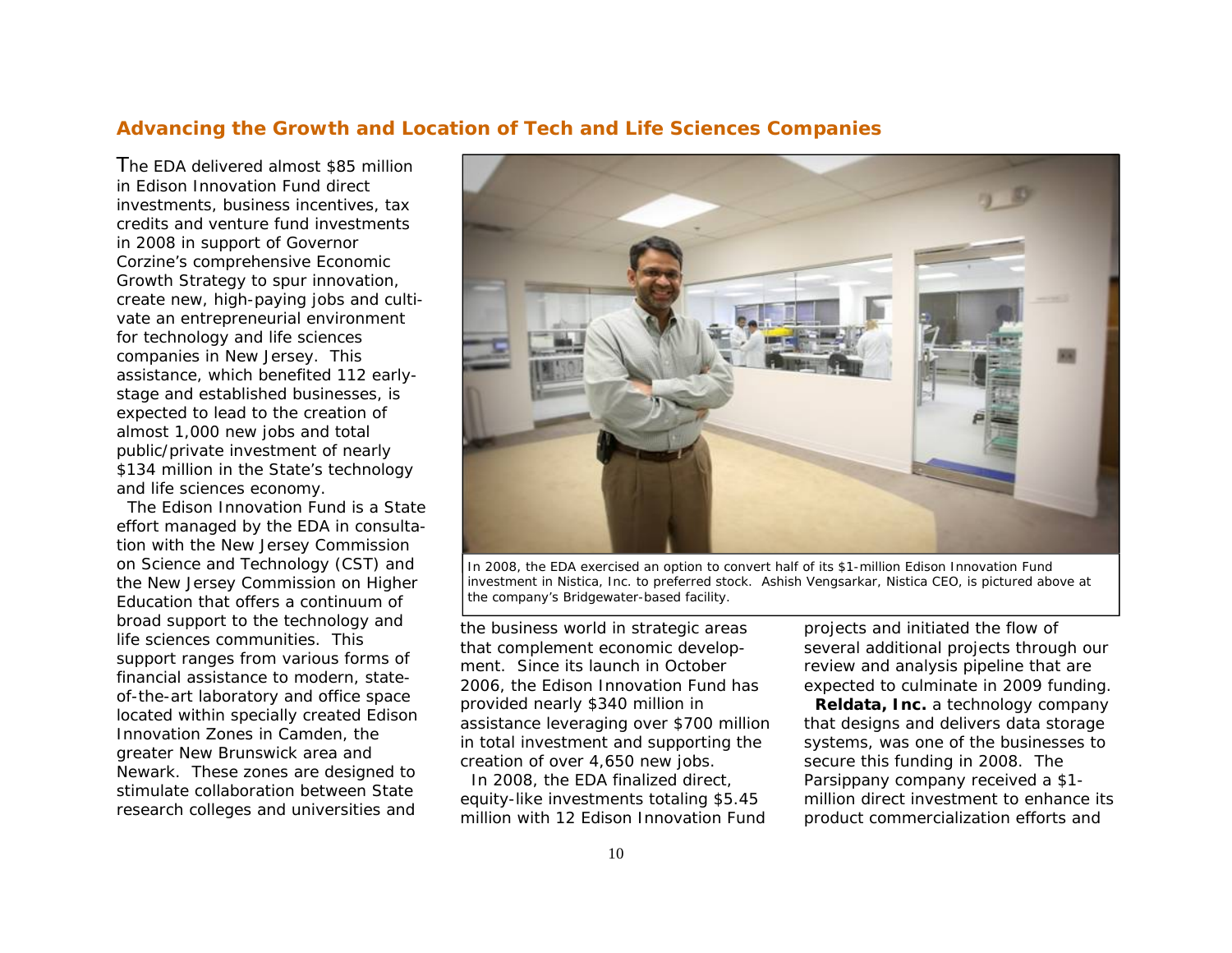## Advancing the Growth and Location of Tech and Life Sciences Companies

The EDA delivered almost $85 million in Edison Innovation Fund direct investments, business incentives, tax credits and venture fund investments in 2008 in support of Governor Corzine's comprehensive Economic Growth Strategy to spur innovation, create new, high-paying jobs and cultivate an entrepreneurial environment for technology and life sciences companies in New Jersey. This assistance, which benefited 112 early-stage and established businesses, is expected to lead to the creation of almost 1,000 new jobs and total public/private investment of nearly $134 million in the State's technology and life sciences economy.

The Edison Innovation Fund is a State effort managed by the EDA in consultation with the New Jersey Commission on Science and Technology (CST) and the New Jersey Commission on Higher Education that offers a continuum of broad support to the technology and life sciences communities. This support ranges from various forms of financial assistance to modern, state-of-the-art laboratory and office space located within specially created Edison Innovation Zones in Camden, the greater New Brunswick area and Newark. These zones are designed to stimulate collaboration between State research colleges and universities and the business world in strategic areas that complement economic development. Since its launch in October 2006, the Edison Innovation Fund has provided nearly $340 million in assistance leveraging over $700 million in total investment and supporting the creation of over 4,650 new jobs.

In 2008, the EDA finalized direct, equity-like investments totaling $5.45 million with 12 Edison Innovation Fund projects and initiated the flow of several additional projects through our review and analysis pipeline that are expected to culminate in 2009 funding.

In 2008, the EDA exercised an option to convert half of its $1-million Edison Innovation Fund investment in Nistica, Inc. to preferred stock. Ashish Vengsarkar, Nistica CEO, is pictured above at the company's Bridgewater-based facility.

**Reldata, Inc.** a technology company that designs and delivers data storage systems, was one of the businesses to secure this funding in 2008. The Parsippany company received a $1-million direct investment to enhance its product commercialization efforts and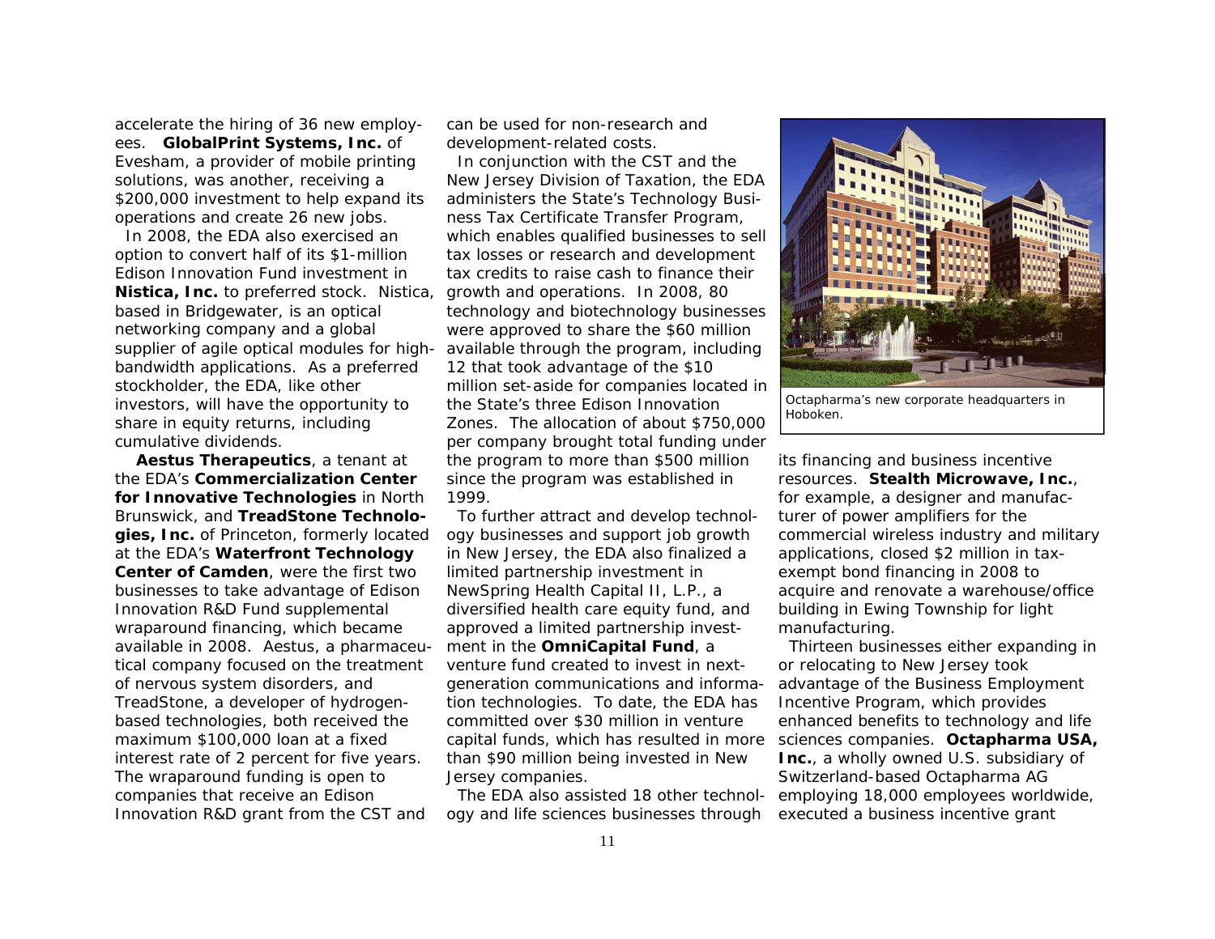accelerate the hiring of 36 new employees. **GlobalPrint Systems, Inc.** of Evesham, a provider of mobile printing solutions, was another, receiving a $200,000 investment to help expand its operations and create 26 new jobs.

In 2008, the EDA also exercised an option to convert half of its $1-million Edison Innovation Fund investment in **Nistica, Inc.** to preferred stock. Nistica, based in Bridgewater, is an optical networking company and a global supplier of agile optical modules for high-bandwidth applications. As a preferred stockholder, the EDA, like other investors, will have the opportunity to share in equity returns, including cumulative dividends.

**Aestus Therapeutics**, a tenant at the EDA's **Commercialization Center for Innovative Technologies** in North Brunswick, and **TreadStone Technologies, Inc.** of Princeton, formerly located at the EDA's **Waterfront Technology Center of Camden**, were the first two businesses to take advantage of Edison Innovation R&D Fund supplemental wraparound financing, which became available in 2008. Aestus, a pharmaceutical company focused on the treatment of nervous system disorders, and TreadStone, a developer of hydrogen-based technologies, both received the maximum $100,000 loan at a fixed interest rate of 2 percent for five years. The wraparound funding is open to companies that receive an Edison Innovation R&D grant from the CST and can be used for non-research and development-related costs.

In conjunction with the CST and the New Jersey Division of Taxation, the EDA administers the State's Technology Business Tax Certificate Transfer Program, which enables qualified businesses to sell tax losses or research and development tax credits to raise cash to finance their growth and operations. In 2008, 80 technology and biotechnology businesses were approved to share the $60 million available through the program, including 12 that took advantage of the $10 million set-aside for companies located in the State's three Edison Innovation Zones. The allocation of about $750,000 per company brought total funding under the program to more than $500 million since the program was established in 1999.

To further attract and develop technology businesses and support job growth in New Jersey, the EDA also finalized a limited partnership investment in NewSpring Health Capital II, L.P., a diversified health care equity fund, and approved a limited partnership investment in the **OmniCapital Fund**, a venture fund created to invest in next-generation communications and information technologies. To date, the EDA has committed over $30 million in venture capital funds, which has resulted in more than $90 million being invested in New Jersey companies.

The EDA also assisted 18 other technology and life sciences businesses through its financing and business incentive resources. **Stealth Microwave, Inc.**, for example, a designer and manufacturer of power amplifiers for the commercial wireless industry and military applications, closed $2 million in tax-exempt bond financing in 2008 to acquire and renovate a warehouse/office building in Ewing Township for light manufacturing.

Octapharma's new corporate headquarters in Hoboken.

Thirteen businesses either expanding in or relocating to New Jersey took advantage of the Business Employment Incentive Program, which provides enhanced benefits to technology and life sciences companies. **Octapharma USA, Inc.**, a wholly owned U.S. subsidiary of Switzerland-based Octapharma AG employing 18,000 employees worldwide, executed a business incentive grant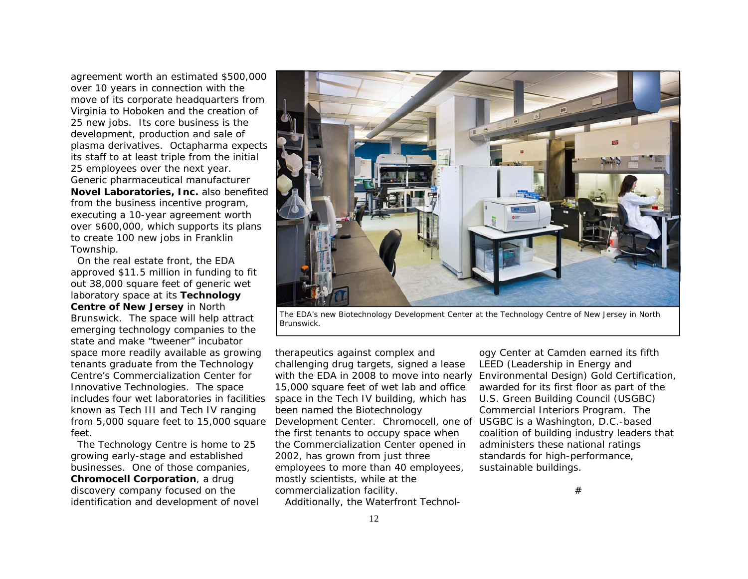agreement worth an estimated $500,000 over 10 years in connection with the move of its corporate headquarters from Virginia to Hoboken and the creation of 25 new jobs. Its core business is the development, production and sale of plasma derivatives. Octapharma expects its staff to at least triple from the initial 25 employees over the next year. Generic pharmaceutical manufacturer **Novel Laboratories, Inc.** also benefited from the business incentive program, executing a 10-year agreement worth over $600,000, which supports its plans to create 100 new jobs in Franklin Township.

On the real estate front, the EDA approved $11.5 million in funding to fit out 38,000 square feet of generic wet laboratory space at its **Technology Centre of New Jersey** in North Brunswick. The space will help attract emerging technology companies to the state and make "tweener" incubator space more readily available as growing tenants graduate from the Technology Centre's Commercialization Center for Innovative Technologies. The space includes four wet laboratories in facilities known as Tech III and Tech IV ranging from 5,000 square feet to 15,000 square feet.

The Technology Centre is home to 25 growing early-stage and established businesses. One of those companies, **Chromocell Corporation**, a drug discovery company focused on the identification and development of novel therapeutics against complex and challenging drug targets, signed a lease with the EDA in 2008 to move into nearly 15,000 square feet of wet lab and office space in the Tech IV building, which has been named the Biotechnology Development Center. Chromocell, one of the first tenants to occupy space when the Commercialization Center opened in 2002, has grown from just three employees to more than 40 employees, mostly scientists, while at the commercialization facility.

The EDA's new Biotechnology Development Center at the Technology Centre of New Jersey in North Brunswick.

Additionally, the Waterfront Technology Center at Camden earned its fifth LEED (Leadership in Energy and Environmental Design) Gold Certification, awarded for its first floor as part of the U.S. Green Building Council (USGBC) Commercial Interiors Program. The USGBC is a Washington, D.C.-based coalition of building industry leaders that administers these national ratings standards for high-performance, sustainable buildings.

#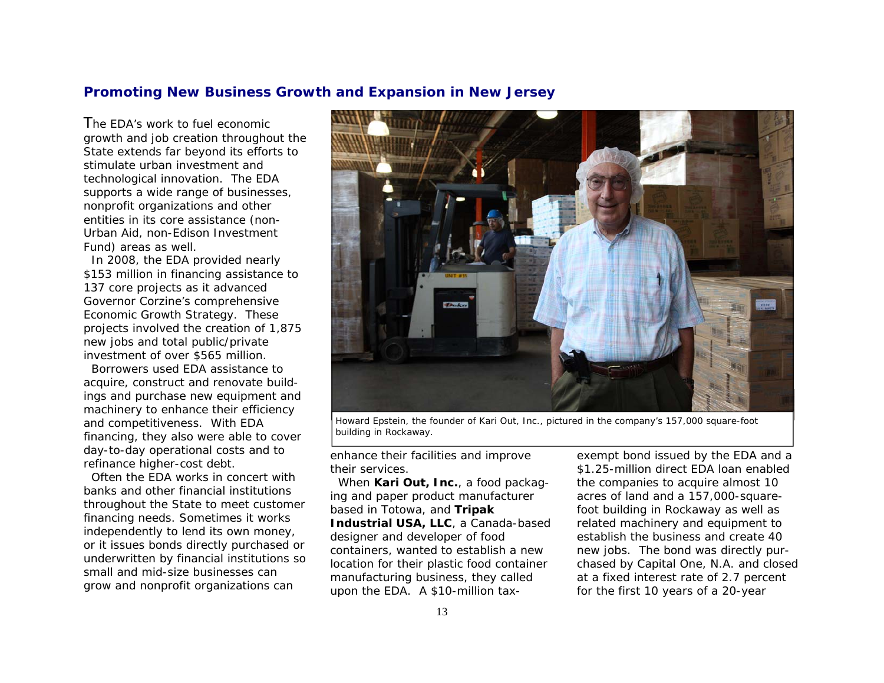## Promoting New Business Growth and Expansion in New Jersey

The EDA's work to fuel economic growth and job creation throughout the State extends far beyond its efforts to stimulate urban investment and technological innovation. The EDA supports a wide range of businesses, nonprofit organizations and other entities in its core assistance (non-Urban Aid, non-Edison Investment Fund) areas as well.

In 2008, the EDA provided nearly $153 million in financing assistance to 137 core projects as it advanced Governor Corzine's comprehensive Economic Growth Strategy. These projects involved the creation of 1,875 new jobs and total public/private investment of over $565 million.

Borrowers used EDA assistance to acquire, construct and renovate buildings and purchase new equipment and machinery to enhance their efficiency and competitiveness. With EDA financing, they also were able to cover day-to-day operational costs and to refinance higher-cost debt.

Often the EDA works in concert with banks and other financial institutions throughout the State to meet customer financing needs. Sometimes it works independently to lend its own money, or it issues bonds directly purchased or underwritten by financial institutions so small and mid-size businesses can grow and nonprofit organizations can enhance their facilities and improve their services.

Howard Epstein, the founder of Kari Out, Inc., pictured in the company's 157,000 square-foot building in Rockaway.

When **Kari Out, Inc.**, a food packaging and paper product manufacturer based in Totowa, and **Tripak Industrial USA, LLC**, a Canada-based designer and developer of food containers, wanted to establish a new location for their plastic food container manufacturing business, they called upon the EDA. A $10-million tax-exempt bond issued by the EDA and a $1.25-million direct EDA loan enabled the companies to acquire almost 10 acres of land and a 157,000-square-foot building in Rockaway as well as related machinery and equipment to establish the business and create 40 new jobs. The bond was directly purchased by Capital One, N.A. and closed at a fixed interest rate of 2.7 percent for the first 10 years of a 20-year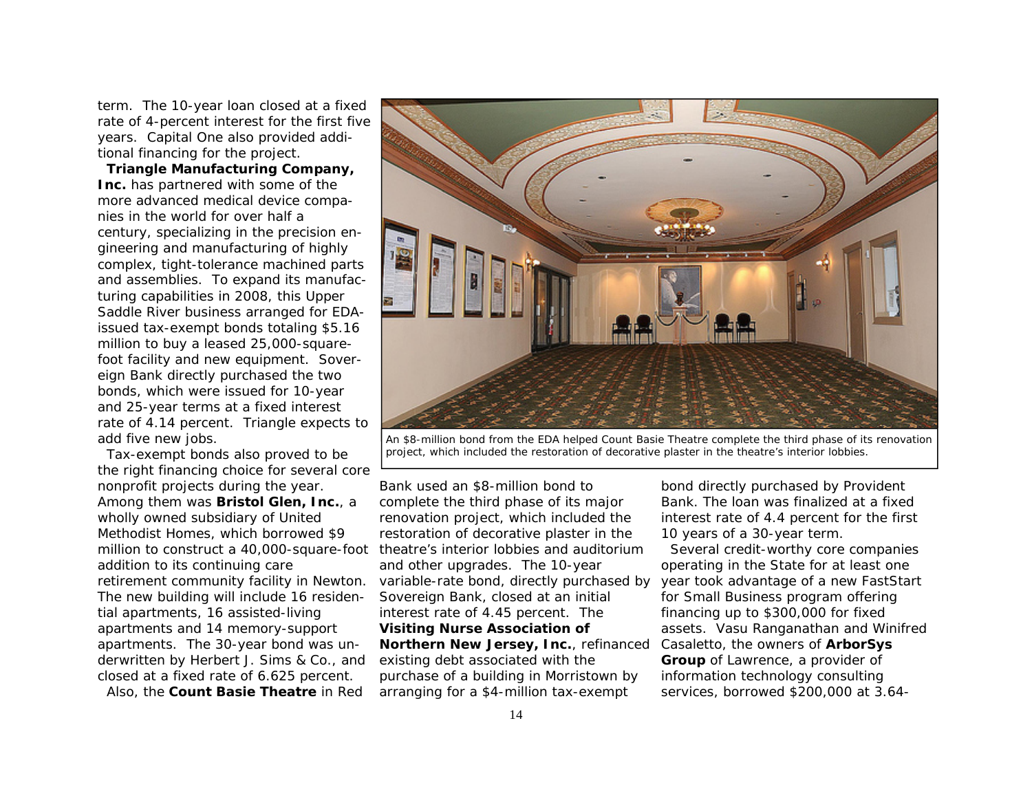term. The 10-year loan closed at a fixed rate of 4-percent interest for the first five years. Capital One also provided additional financing for the project.

**Triangle Manufacturing Company, Inc.** has partnered with some of the more advanced medical device companies in the world for over half a century, specializing in the precision engineering and manufacturing of highly complex, tight-tolerance machined parts and assemblies. To expand its manufacturing capabilities in 2008, this Upper Saddle River business arranged for EDA-issued tax-exempt bonds totaling $5.16 million to buy a leased 25,000-square-foot facility and new equipment. Sovereign Bank directly purchased the two bonds, which were issued for 10-year and 25-year terms at a fixed interest rate of 4.14 percent. Triangle expects to add five new jobs.

Tax-exempt bonds also proved to be the right financing choice for several core nonprofit projects during the year. Among them was **Bristol Glen, Inc.**, a wholly owned subsidiary of United Methodist Homes, which borrowed $9 million to construct a 40,000-square-foot addition to its continuing care retirement community facility in Newton. The new building will include 16 residential apartments, 16 assisted-living apartments and 14 memory-support apartments. The 30-year bond was underwritten by Herbert J. Sims & Co., and closed at a fixed rate of 6.625 percent.

Also, the **Count Basie Theatre** in Red Bank used an $8-million bond to complete the third phase of its major renovation project, which included the restoration of decorative plaster in the theatre's interior lobbies and auditorium and other upgrades. The 10-year variable-rate bond, directly purchased by Sovereign Bank, closed at an initial interest rate of 4.45 percent. The **Visiting Nurse Association of Northern New Jersey, Inc.**, refinanced existing debt associated with the purchase of a building in Morristown by arranging for a $4-million tax-exempt bond directly purchased by Provident Bank. The loan was finalized at a fixed interest rate of 4.4 percent for the first 10 years of a 30-year term.

An $8-million bond from the EDA helped Count Basie Theatre complete the third phase of its renovation project, which included the restoration of decorative plaster in the theatre's interior lobbies.

Several credit-worthy core companies operating in the State for at least one year took advantage of a new FastStart for Small Business program offering financing up to $300,000 for fixed assets. Vasu Ranganathan and Winifred Casaletto, the owners of **ArborSys Group** of Lawrence, a provider of information technology consulting services, borrowed $200,000 at 3.64-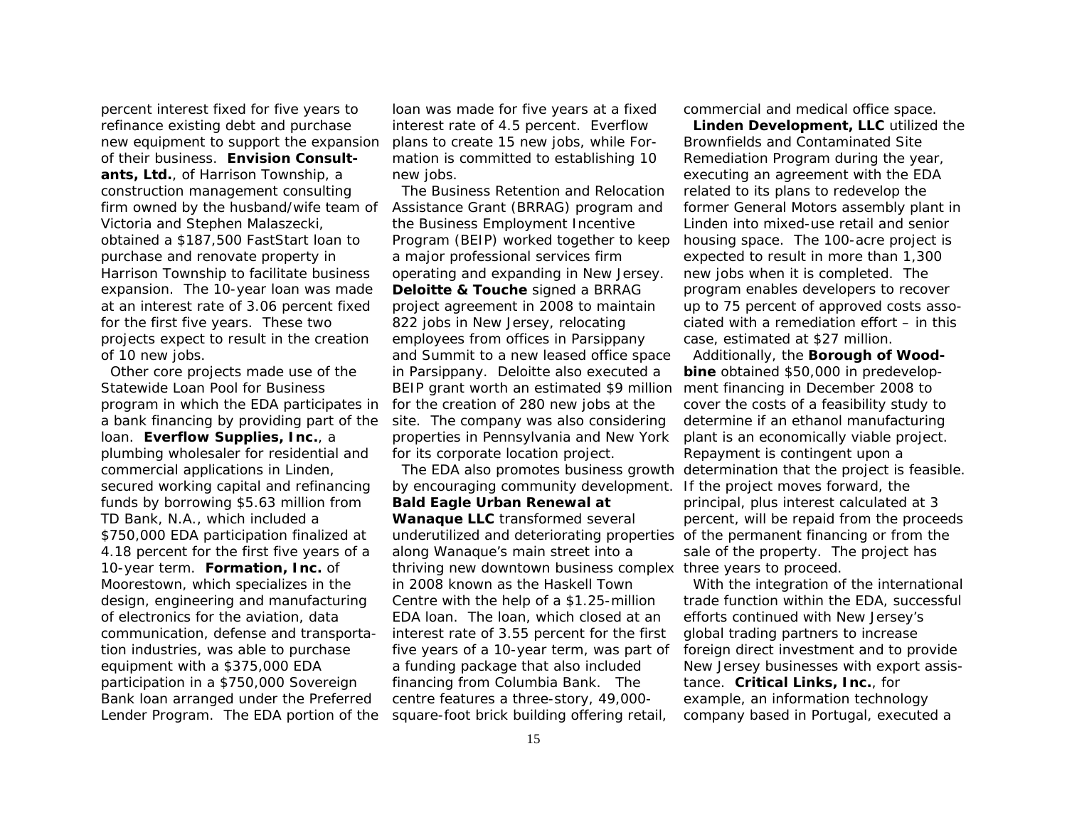percent interest fixed for five years to refinance existing debt and purchase new equipment to support the expansion of their business. **Envision Consultants, Ltd.**, of Harrison Township, a construction management consulting firm owned by the husband/wife team of Victoria and Stephen Malaszecki, obtained a $187,500 FastStart loan to purchase and renovate property in Harrison Township to facilitate business expansion. The 10-year loan was made at an interest rate of 3.06 percent fixed for the first five years. These two projects expect to result in the creation of 10 new jobs.

Other core projects made use of the Statewide Loan Pool for Business program in which the EDA participates in a bank financing by providing part of the loan. **Everflow Supplies, Inc.**, a plumbing wholesaler for residential and commercial applications in Linden, secured working capital and refinancing funds by borrowing $5.63 million from TD Bank, N.A., which included a $750,000 EDA participation finalized at 4.18 percent for the first five years of a 10-year term. **Formation, Inc.** of Moorestown, which specializes in the design, engineering and manufacturing of electronics for the aviation, data communication, defense and transportation industries, was able to purchase equipment with a $375,000 EDA participation in a $750,000 Sovereign Bank loan arranged under the Preferred Lender Program. The EDA portion of the loan was made for five years at a fixed interest rate of 4.5 percent. Everflow plans to create 15 new jobs, while Formation is committed to establishing 10 new jobs.

The Business Retention and Relocation Assistance Grant (BRRAG) program and the Business Employment Incentive Program (BEIP) worked together to keep a major professional services firm operating and expanding in New Jersey. **Deloitte & Touche** signed a BRRAG project agreement in 2008 to maintain 822 jobs in New Jersey, relocating employees from offices in Parsippany and Summit to a new leased office space in Parsippany. Deloitte also executed a BEIP grant worth an estimated $9 million for the creation of 280 new jobs at the site. The company was also considering properties in Pennsylvania and New York for its corporate location project.

The EDA also promotes business growth by encouraging community development. **Bald Eagle Urban Renewal at Wanaque LLC** transformed several underutilized and deteriorating properties along Wanaque's main street into a thriving new downtown business complex in 2008 known as the Haskell Town Centre with the help of a $1.25-million EDA loan. The loan, which closed at an interest rate of 3.55 percent for the first five years of a 10-year term, was part of a funding package that also included financing from Columbia Bank. The centre features a three-story, 49,000-square-foot brick building offering retail, commercial and medical office space.

**Linden Development, LLC** utilized the Brownfields and Contaminated Site Remediation Program during the year, executing an agreement with the EDA related to its plans to redevelop the former General Motors assembly plant in Linden into mixed-use retail and senior housing space. The 100-acre project is expected to result in more than 1,300 new jobs when it is completed. The program enables developers to recover up to 75 percent of approved costs associated with a remediation effort – in this case, estimated at $27 million.

Additionally, the **Borough of Woodbine** obtained $50,000 in predevelopment financing in December 2008 to cover the costs of a feasibility study to determine if an ethanol manufacturing plant is an economically viable project. Repayment is contingent upon a determination that the project is feasible. If the project moves forward, the principal, plus interest calculated at 3 percent, will be repaid from the proceeds of the permanent financing or from the sale of the property. The project has three years to proceed.

With the integration of the international trade function within the EDA, successful efforts continued with New Jersey's global trading partners to increase foreign direct investment and to provide New Jersey businesses with export assistance. **Critical Links, Inc.**, for example, an information technology company based in Portugal, executed a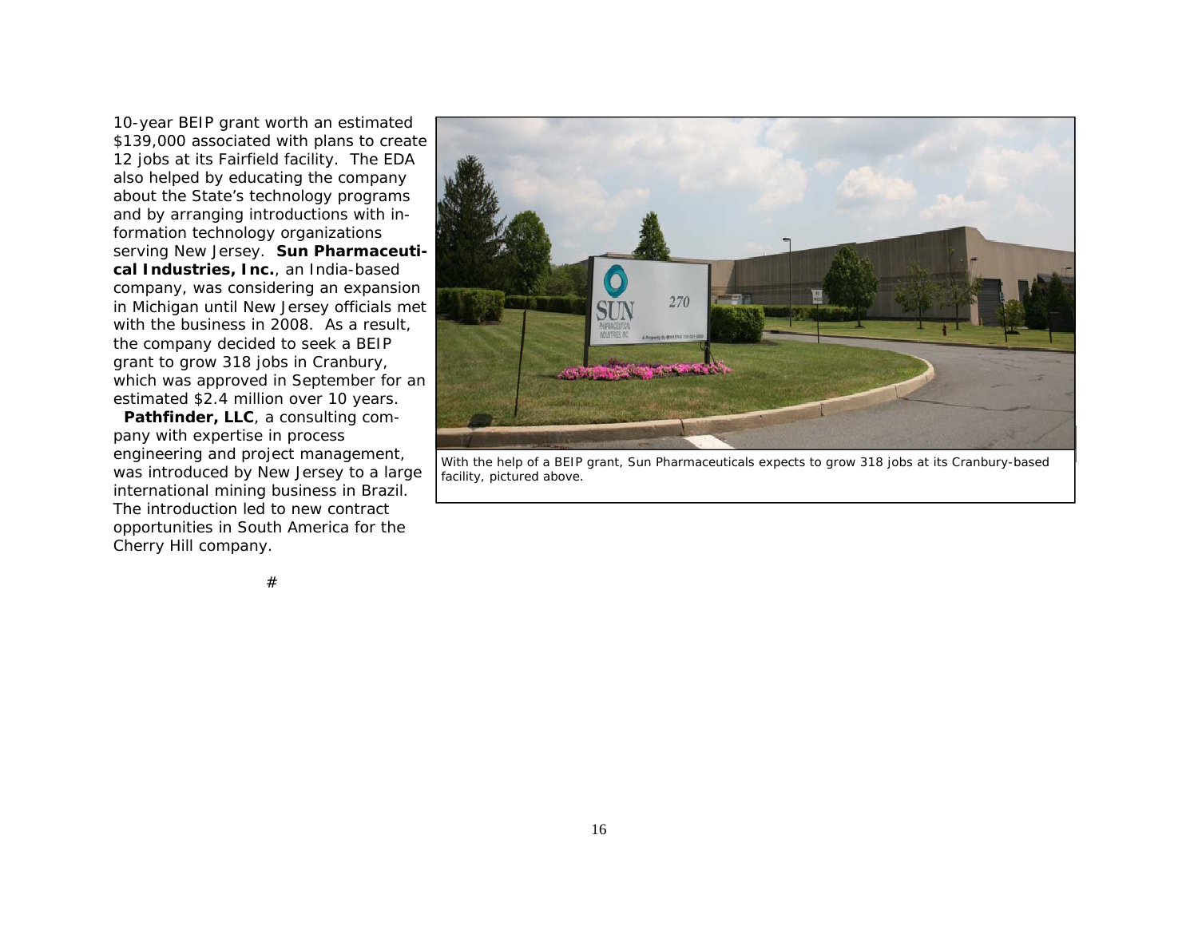10-year BEIP grant worth an estimated $139,000 associated with plans to create 12 jobs at its Fairfield facility. The EDA also helped by educating the company about the State's technology programs and by arranging introductions with information technology organizations serving New Jersey. **Sun Pharmaceutical Industries, Inc.**, an India-based company, was considering an expansion in Michigan until New Jersey officials met with the business in 2008. As a result, the company decided to seek a BEIP grant to grow 318 jobs in Cranbury, which was approved in September for an estimated $2.4 million over 10 years.

**Pathfinder, LLC**, a consulting company with expertise in process engineering and project management, was introduced by New Jersey to a large international mining business in Brazil. The introduction led to new contract opportunities in South America for the Cherry Hill company.

#

With the help of a BEIP grant, Sun Pharmaceuticals expects to grow 318 jobs at its Cranbury-based facility, pictured above.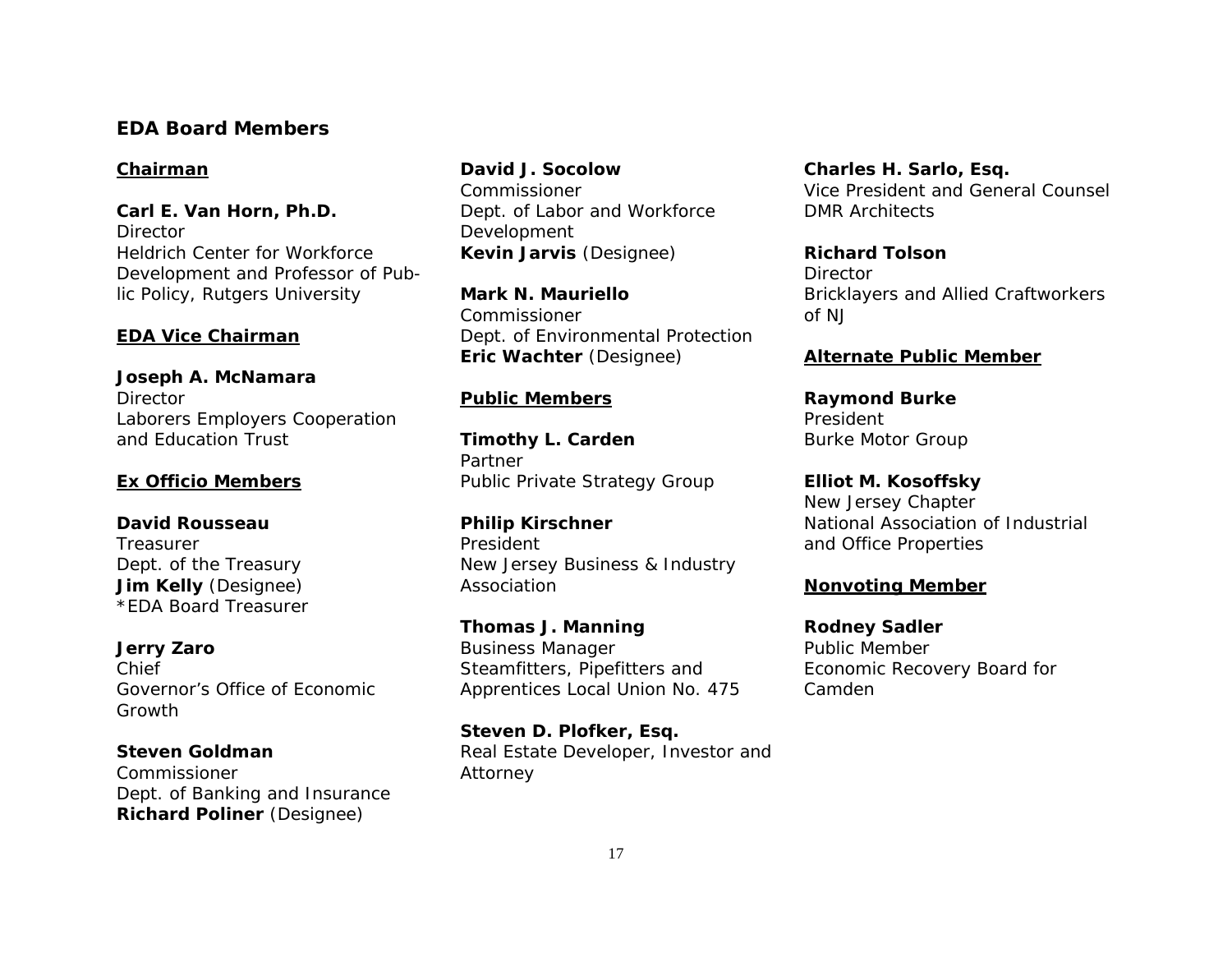## EDA Board Members

**Chairman**

**Carl E. Van Horn, Ph.D.**
Director
Heldrich Center for Workforce Development and Professor of Public Policy, Rutgers University

**EDA Vice Chairman**

**Joseph A. McNamara**
Director
Laborers Employers Cooperation and Education Trust

**Ex Officio Members**

**David Rousseau**
Treasurer
Dept. of the Treasury
**Jim Kelly** (Designee)
*EDA Board Treasurer

**Jerry Zaro**
Chief
Governor's Office of Economic Growth

**Steven Goldman**
Commissioner
Dept. of Banking and Insurance
**Richard Poliner** (Designee)

**David J. Socolow**
Commissioner
Dept. of Labor and Workforce Development
**Kevin Jarvis** (Designee)

**Mark N. Mauriello**
Commissioner
Dept. of Environmental Protection
**Eric Wachter** (Designee)

**Public Members**

**Timothy L. Carden**
Partner
Public Private Strategy Group

**Philip Kirschner**
President
New Jersey Business & Industry Association

**Thomas J. Manning**
Business Manager
Steamfitters, Pipefitters and Apprentices Local Union No. 475

**Steven D. Plofker, Esq.**
Real Estate Developer, Investor and Attorney

**Charles H. Sarlo, Esq.**
Vice President and General Counsel
DMR Architects

**Richard Tolson**
Director
Bricklayers and Allied Craftworkers of NJ

**Alternate Public Member**

**Raymond Burke**
President
Burke Motor Group

**Elliot M. Kosoffsky**
New Jersey Chapter
National Association of Industrial and Office Properties

**Nonvoting Member**

**Rodney Sadler**
Public Member
Economic Recovery Board for Camden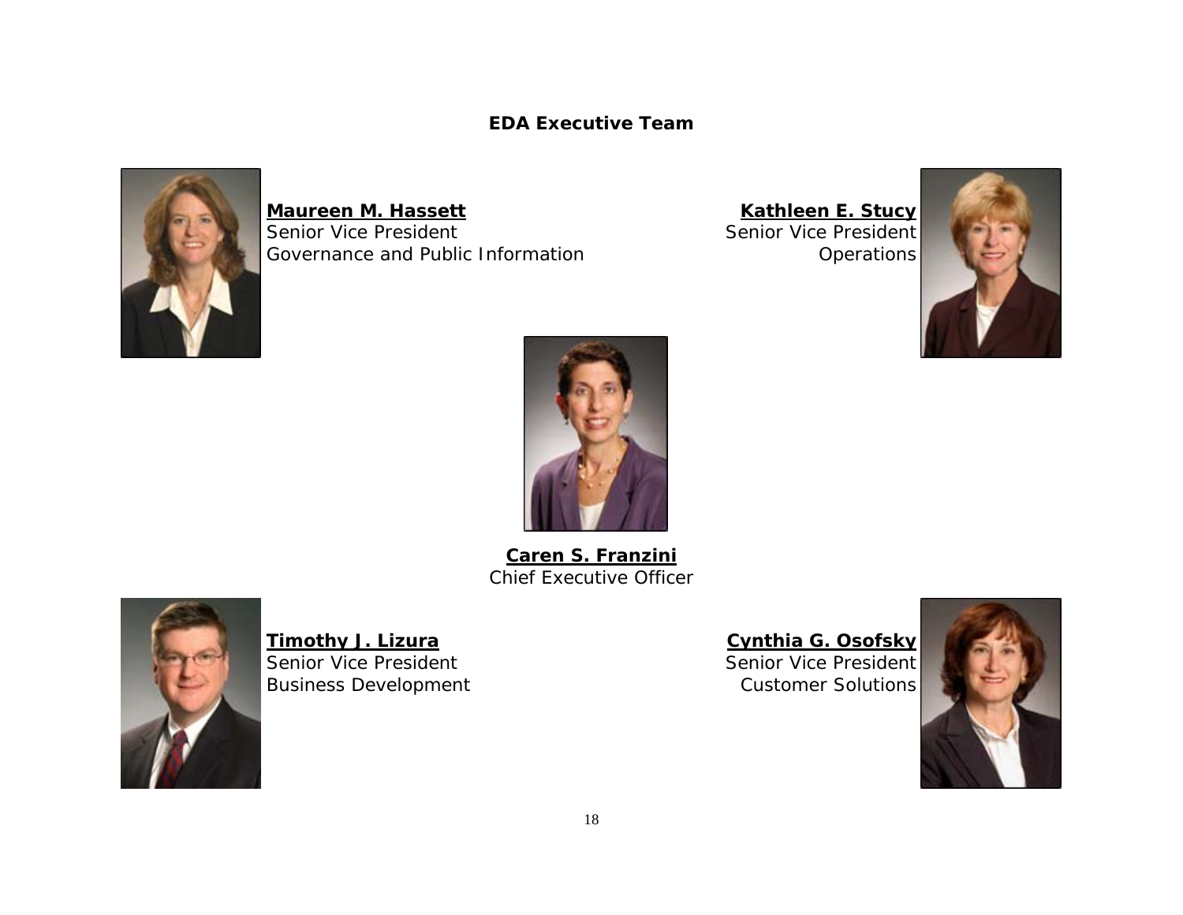## EDA Executive Team

**Maureen M. Hassett**
Senior Vice President
Governance and Public Information

**Kathleen E. Stucy**
Senior Vice President
Operations

**Caren S. Franzini**
Chief Executive Officer

**Timothy J. Lizura**
Senior Vice President
Business Development

**Cynthia G. Osofsky**
Senior Vice President
Customer Solutions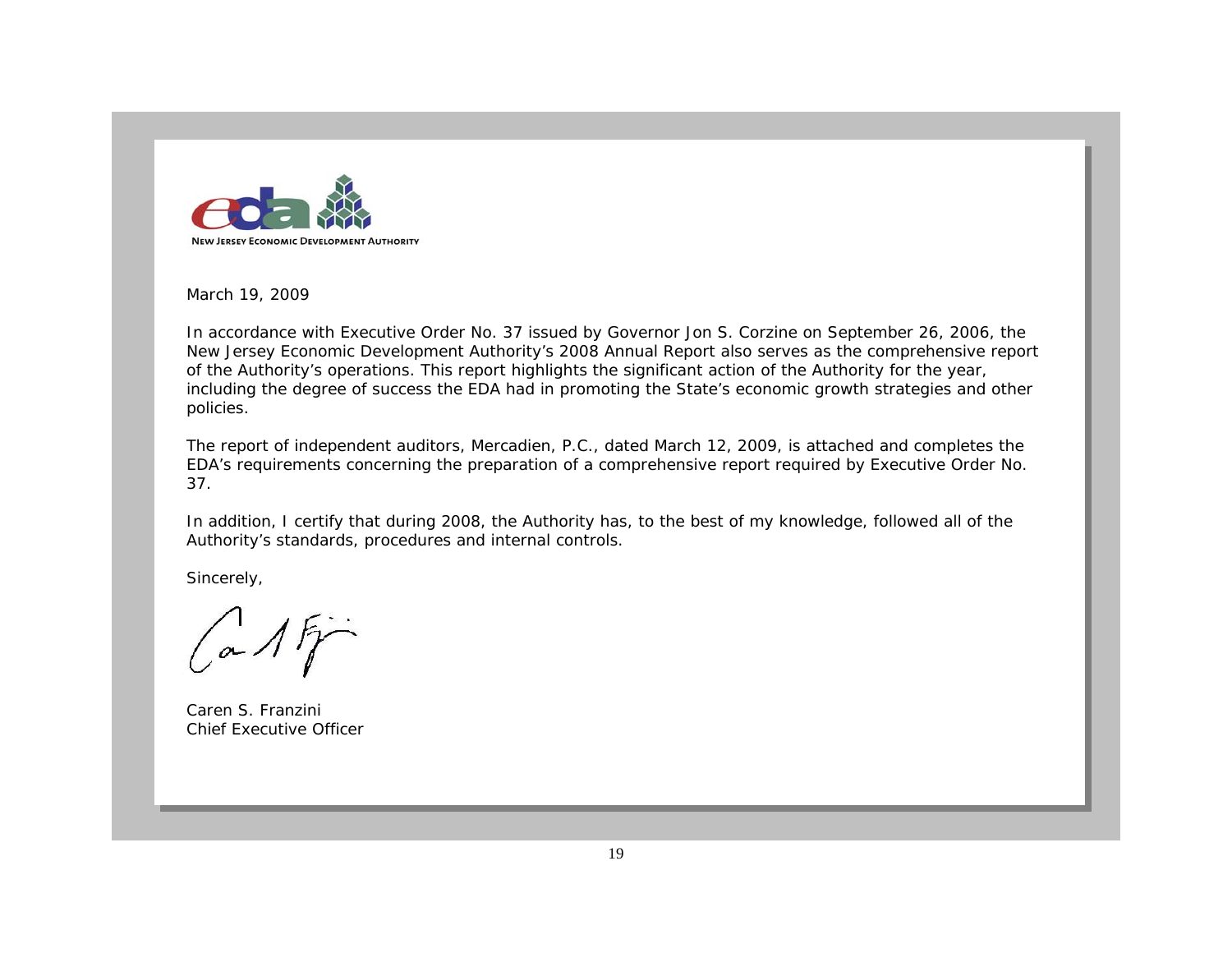NEW JERSEY ECONOMIC DEVELOPMENT AUTHORITY

March 19, 2009

In accordance with Executive Order No. 37 issued by Governor Jon S. Corzine on September 26, 2006, the New Jersey Economic Development Authority's 2008 Annual Report also serves as the comprehensive report of the Authority's operations. This report highlights the significant action of the Authority for the year, including the degree of success the EDA had in promoting the State's economic growth strategies and other policies.

The report of independent auditors, Mercadien, P.C., dated March 12, 2009, is attached and completes the EDA's requirements concerning the preparation of a comprehensive report required by Executive Order No. 37.

In addition, I certify that during 2008, the Authority has, to the best of my knowledge, followed all of the Authority's standards, procedures and internal controls.

Sincerely,

Caren S. Franzini
Chief Executive Officer